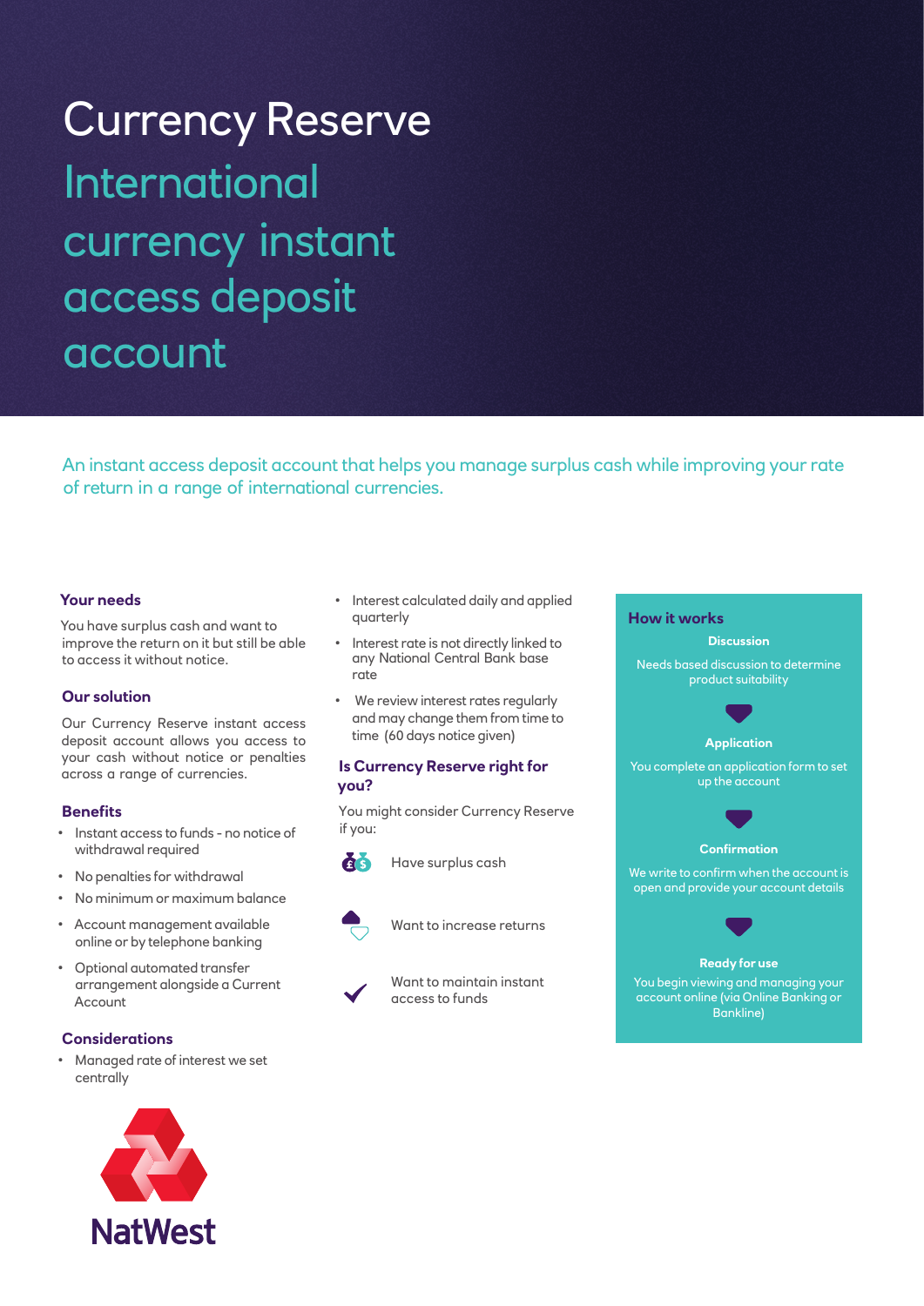# Currency Reserve

## International currency instant access deposit account

An instant access deposit account that helps you manage surplus cash while improving your rate of return in a range of international currencies.

### Your needs

You have surplus cash and want to improve the return on it but still be able to access it without notice.

### Our solution

Our Currency Reserve instant access deposit account allows you access to your cash without notice or penalties across a range of currencies.

### Benefits

- Instant access to funds - no notice of withdrawal required
- No penalties for withdrawal
- No minimum or maximum balance
- Account management available online or by telephone banking
- Optional automated transfer arrangement alongside a Current Account

### Considerations

- Managed rate of interest we set centrally
- Interest calculated daily and applied quarterly
- Interest rate is not directly linked to any National Central Bank base rate
- We review interest rates regularly and may change them from time to time (60 days notice given)

### Is Currency Reserve right for you?

You might consider Currency Reserve if you:

- Have surplus cash
- Want to increase returns
- Want to maintain instant access to funds

### How it works

**Discussion**

Needs based discussion to determine product suitability

**Application**

You complete an application form to set up the account

**Confirmation**

We write to confirm when the account is open and provide your account details

**Ready for use**

You begin viewing and managing your account online (via Online Banking or Bankline)

NatWest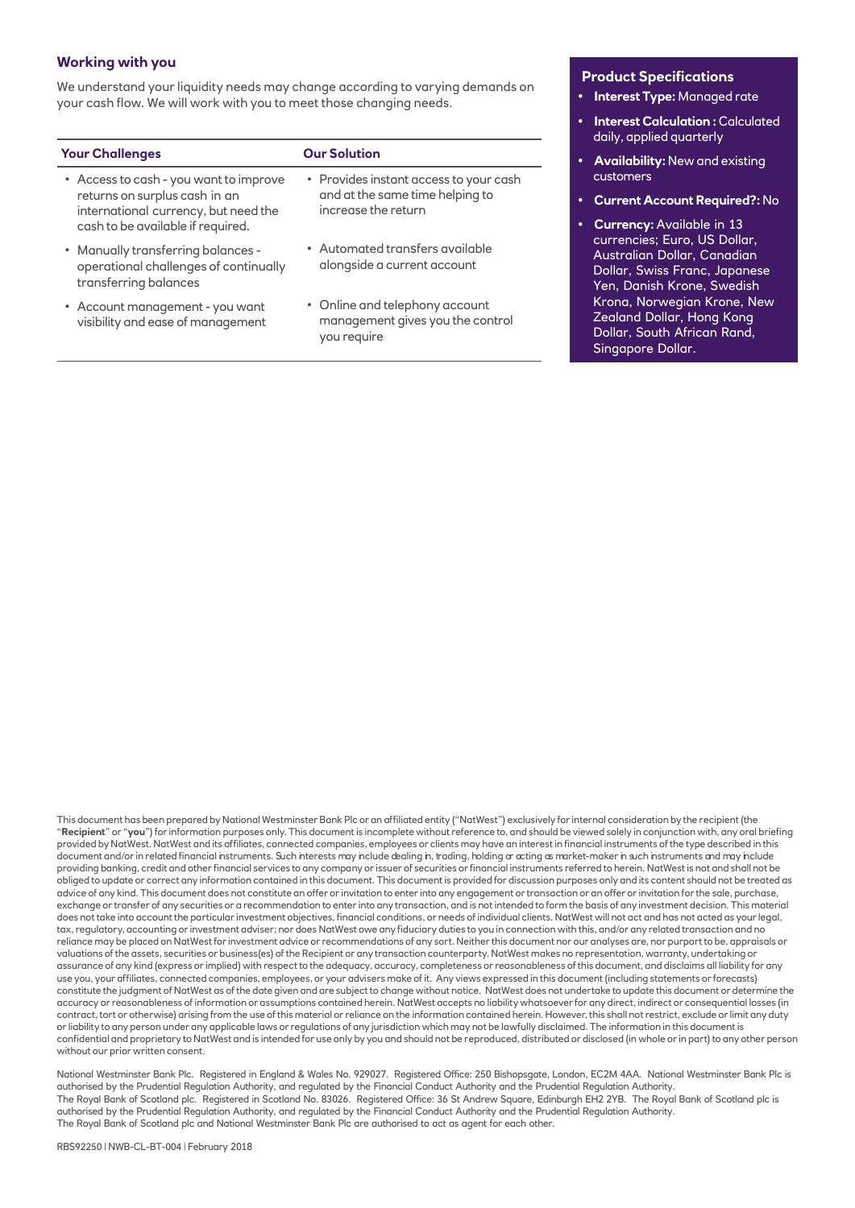## Working with you

We understand your liquidity needs may change according to varying demands on your cash flow. We will work with you to meet those changing needs.

| Your Challenges | Our Solution |
|---|---|
| • Access to cash - you want to improve returns on surplus cash in an international currency, but need the cash to be available if required. | • Provides instant access to your cash and at the same time helping to increase the return |
| • Manually transferring balances - operational challenges of continually transferring balances | • Automated transfers available alongside a current account |
| • Account management - you want visibility and ease of management | • Online and telephony account management gives you the control you require |

### Product Specifications

- **Interest Type:** Managed rate
- **Interest Calculation :** Calculated daily, applied quarterly
- **Availability:** New and existing customers
- **Current Account Required?:** No
- **Currency:** Available in 13 currencies; Euro, US Dollar, Australian Dollar, Canadian Dollar, Swiss Franc, Japanese Yen, Danish Krone, Swedish Krona, Norwegian Krone, New Zealand Dollar, Hong Kong Dollar, South African Rand, Singapore Dollar.

This document has been prepared by National Westminster Bank Plc or an affiliated entity ("NatWest") exclusively for internal consideration by the recipient (the "**Recipient**" or "**you**") for information purposes only. This document is incomplete without reference to, and should be viewed solely in conjunction with, any oral briefing provided by NatWest. NatWest and its affiliates, connected companies, employees or clients may have an interest in financial instruments of the type described in this document and/or in related financial instruments. Such interests may include dealing in, trading, holding or acting as market-maker in such instruments and may include providing banking, credit and other financial services to any company or issuer of securities or financial instruments referred to herein. NatWest is not and shall not be obliged to update or correct any information contained in this document. This document is provided for discussion purposes only and its content should not be treated as advice of any kind. This document does not constitute an offer or invitation to enter into any engagement or transaction or an offer or invitation for the sale, purchase, exchange or transfer of any securities or a recommendation to enter into any transaction, and is not intended to form the basis of any investment decision. This material does not take into account the particular investment objectives, financial conditions, or needs of individual clients. NatWest will not act and has not acted as your legal, tax, regulatory, accounting or investment adviser; nor does NatWest owe any fiduciary duties to you in connection with this, and/or any related transaction and no reliance may be placed on NatWest for investment advice or recommendations of any sort. Neither this document nor our analyses are, nor purport to be, appraisals or valuations of the assets, securities or business(es) of the Recipient or any transaction counterparty. NatWest makes no representation, warranty, undertaking or assurance of any kind (express or implied) with respect to the adequacy, accuracy, completeness or reasonableness of this document, and disclaims all liability for any use you, your affiliates, connected companies, employees, or your advisers make of it. Any views expressed in this document (including statements or forecasts) constitute the judgment of NatWest as of the date given and are subject to change without notice. NatWest does not undertake to update this document or determine the accuracy or reasonableness of information or assumptions contained herein. NatWest accepts no liability whatsoever for any direct, indirect or consequential losses (in contract, tort or otherwise) arising from the use of this material or reliance on the information contained herein. However, this shall not restrict, exclude or limit any duty or liability to any person under any applicable laws or regulations of any jurisdiction which may not be lawfully disclaimed. The information in this document is confidential and proprietary to NatWest and is intended for use only by you and should not be reproduced, distributed or disclosed (in whole or in part) to any other person without our prior written consent.

National Westminster Bank Plc. Registered in England & Wales No. 929027. Registered Office: 250 Bishopsgate, London, EC2M 4AA. National Westminster Bank Plc is authorised by the Prudential Regulation Authority, and regulated by the Financial Conduct Authority and the Prudential Regulation Authority.
The Royal Bank of Scotland plc. Registered in Scotland No. 83026. Registered Office: 36 St Andrew Square, Edinburgh EH2 2YB. The Royal Bank of Scotland plc is authorised by the Prudential Regulation Authority, and regulated by the Financial Conduct Authority and the Prudential Regulation Authority.
The Royal Bank of Scotland plc and National Westminster Bank Plc are authorised to act as agent for each other.

RBS92250 | NWB-CL-BT-004 | February 2018